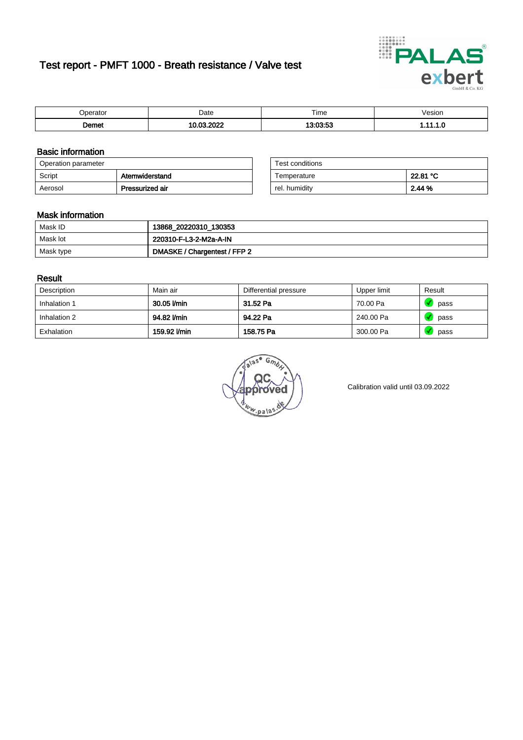# Test report - PMFT 1000 - Breath resistance / Valve test

| Operator | Date | Time | Vesion |
|---|---|---|---|
| **Demet** | **10.03.2022** | **13:03:53** | **1.11.1.0** |

## Basic information

| Operation parameter | |
|---|---|
| Script | **Atemwiderstand** |
| Aerosol | **Pressurized air** |

| Test conditions | |
|---|---|
| Temperature | **22.81 °C** |
| rel. humidity | **2.44 %** |

## Mask information

| | |
|---|---|
| Mask ID | **13868_20220310_130353** |
| Mask lot | **220310-F-L3-2-M2a-A-IN** |
| Mask type | **DMASKE / Chargentest / FFP 2** |

## Result

| Description | Main air | Differential pressure | Upper limit | Result |
|---|---|---|---|---|
| Inhalation 1 | **30.05 l/min** | **31.52 Pa** | 70.00 Pa | pass |
| Inhalation 2 | **94.82 l/min** | **94.22 Pa** | 240.00 Pa | pass |
| Exhalation | **159.92 l/min** | **158.75 Pa** | 300.00 Pa | pass |

Palas GmbH QC approved www.palas.de

Calibration valid until 03.09.2022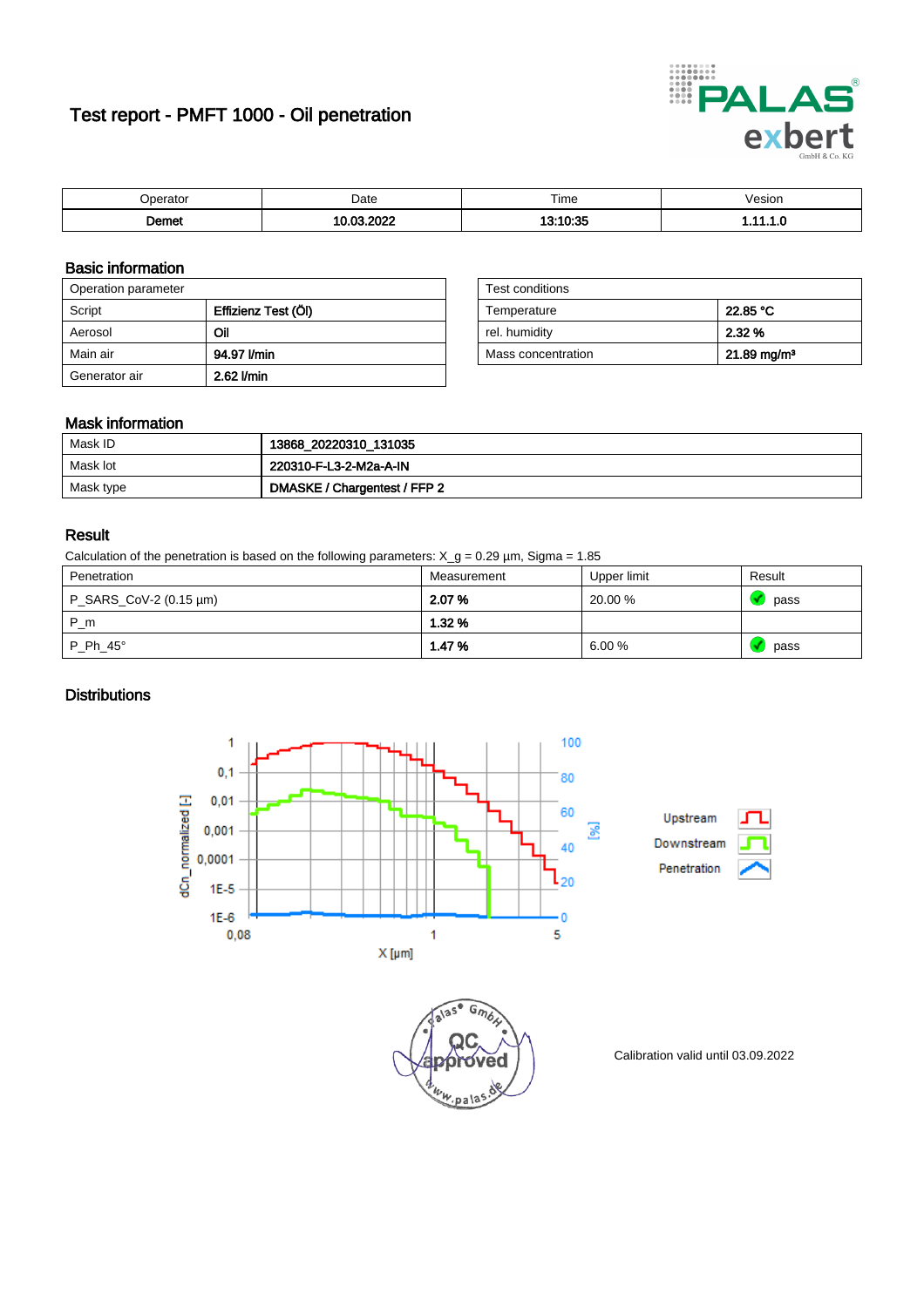# Test report - PMFT 1000 - Oil penetration

PALAS exbert GmbH & Co. KG

| Operator | Date | Time | Vesion |
|---|---|---|---|
| **Demet** | **10.03.2022** | **13:10:35** | **1.11.1.0** |

## Basic information

| Operation parameter | |
|---|---|
| Script | **Effizienz Test (Öl)** |
| Aerosol | **Oil** |
| Main air | **94.97 l/min** |
| Generator air | **2.62 l/min** |

| Test conditions | |
|---|---|
| Temperature | **22.85 °C** |
| rel. humidity | **2.32 %** |
| Mass concentration | **21.89 mg/m³** |

## Mask information

| | |
|---|---|
| Mask ID | **13868_20220310_131035** |
| Mask lot | **220310-F-L3-2-M2a-A-IN** |
| Mask type | **DMASKE / Chargentest / FFP 2** |

## Result

Calculation of the penetration is based on the following parameters: X_g = 0.29 µm, Sigma = 1.85

| Penetration | Measurement | Upper limit | Result |
|---|---|---|---|
| P_SARS_CoV-2 (0.15 µm) | **2.07 %** | 20.00 % | pass |
| P_m | **1.32 %** | | |
| P_Ph_45° | **1.47 %** | 6.00 % | pass |

## Distributions

dCn_normalized [-]
1
0,1
0,01
0,001
0,0001
1E-5
1E-6
0,08
1
5
X [µm]
[%]
100
80
60
40
20
0
Upstream
Downstream
Penetration

Palas GmbH QC approved www.palas.de

Calibration valid until 03.09.2022